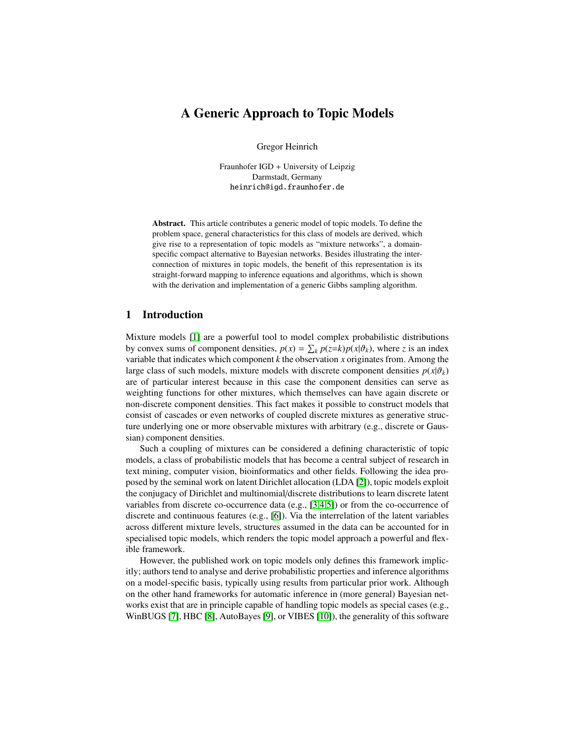# A Generic Approach to Topic Models

Gregor Heinrich

Fraunhofer IGD + University of Leipzig
Darmstadt, Germany
heinrich@igd.fraunhofer.de

**Abstract.** This article contributes a generic model of topic models. To define the problem space, general characteristics for this class of models are derived, which give rise to a representation of topic models as "mixture networks", a domain-specific compact alternative to Bayesian networks. Besides illustrating the interconnection of mixtures in topic models, the benefit of this representation is its straight-forward mapping to inference equations and algorithms, which is shown with the derivation and implementation of a generic Gibbs sampling algorithm.

## 1 Introduction

Mixture models [1] are a powerful tool to model complex probabilistic distributions by convex sums of component densities, $p(x) = \sum_k p(z{=}k)p(x|\vartheta_k)$, where $z$ is an index variable that indicates which component $k$ the observation $x$ originates from. Among the large class of such models, mixture models with discrete component densities $p(x|\vartheta_k)$ are of particular interest because in this case the component densities can serve as weighting functions for other mixtures, which themselves can have again discrete or non-discrete component densities. This fact makes it possible to construct models that consist of cascades or even networks of coupled discrete mixtures as generative structure underlying one or more observable mixtures with arbitrary (e.g., discrete or Gaussian) component densities.

Such a coupling of mixtures can be considered a defining characteristic of topic models, a class of probabilistic models that has become a central subject of research in text mining, computer vision, bioinformatics and other fields. Following the idea proposed by the seminal work on latent Dirichlet allocation (LDA [2]), topic models exploit the conjugacy of Dirichlet and multinomial/discrete distributions to learn discrete latent variables from discrete co-occurrence data (e.g., [3,4,5]) or from the co-occurrence of discrete and continuous features (e.g., [6]). Via the interrelation of the latent variables across different mixture levels, structures assumed in the data can be accounted for in specialised topic models, which renders the topic model approach a powerful and flexible framework.

However, the published work on topic models only defines this framework implicitly; authors tend to analyse and derive probabilistic properties and inference algorithms on a model-specific basis, typically using results from particular prior work. Although on the other hand frameworks for automatic inference in (more general) Bayesian networks exist that are in principle capable of handling topic models as special cases (e.g., WinBUGS [7], HBC [8], AutoBayes [9], or VIBES [10]), the generality of this software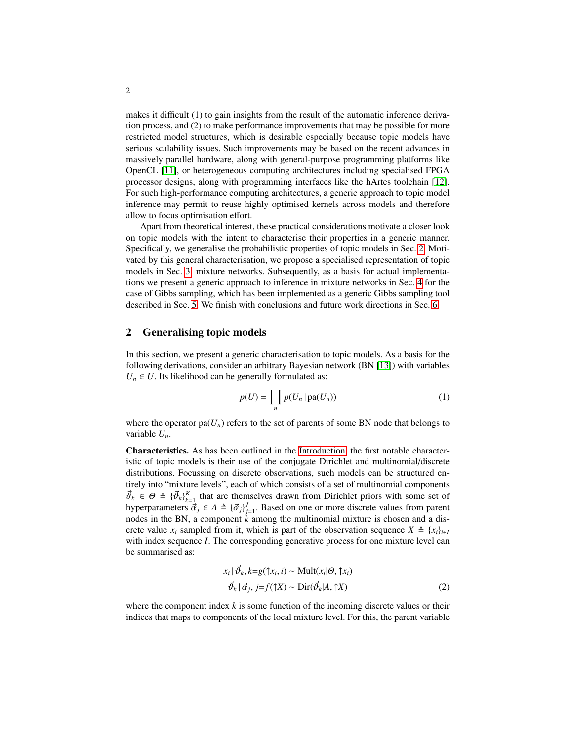makes it difficult (1) to gain insights from the result of the automatic inference derivation process, and (2) to make performance improvements that may be possible for more restricted model structures, which is desirable especially because topic models have serious scalability issues. Such improvements may be based on the recent advances in massively parallel hardware, along with general-purpose programming platforms like OpenCL [11], or heterogeneous computing architectures including specialised FPGA processor designs, along with programming interfaces like the hArtes toolchain [12]. For such high-performance computing architectures, a generic approach to topic model inference may permit to reuse highly optimised kernels across models and therefore allow to focus optimisation effort.

Apart from theoretical interest, these practical considerations motivate a closer look on topic models with the intent to characterise their properties in a generic manner. Specifically, we generalise the probabilistic properties of topic models in Sec. 2. Motivated by this general characterisation, we propose a specialised representation of topic models in Sec. 3: mixture networks. Subsequently, as a basis for actual implementations we present a generic approach to inference in mixture networks in Sec. 4 for the case of Gibbs sampling, which has been implemented as a generic Gibbs sampling tool described in Sec. 5. We finish with conclusions and future work directions in Sec. 6.

## 2 Generalising topic models

In this section, we present a generic characterisation to topic models. As a basis for the following derivations, consider an arbitrary Bayesian network (BN [13]) with variables $U_n \in U$. Its likelihood can be generally formulated as:

$$p(U) = \prod_n p(U_n \,|\, \mathrm{pa}(U_n)) \tag{1}$$

where the operator $\mathrm{pa}(U_n)$ refers to the set of parents of some BN node that belongs to variable $U_n$.

**Characteristics.** As has been outlined in the Introduction, the first notable characteristic of topic models is their use of the conjugate Dirichlet and multinomial/discrete distributions. Focussing on discrete observations, such models can be structured entirely into "mixture levels", each of which consists of a set of multinomial components $\vec{\vartheta}_k \in \Theta \triangleq \{\vec{\vartheta}_k\}_{k=1}^K$ that are themselves drawn from Dirichlet priors with some set of hyperparameters $\vec{\alpha}_j \in A \triangleq \{\vec{\alpha}_j\}_{j=1}^J$. Based on one or more discrete values from parent nodes in the BN, a component $k$ among the multinomial mixture is chosen and a discrete value $x_i$ sampled from it, which is part of the observation sequence $X \triangleq \{x_i\}_{i\in I}$ with index sequence $I$. The corresponding generative process for one mixture level can be summarised as:

$$\begin{aligned} x_i \,|\, \vec{\vartheta}_k, k{=}g(\uparrow x_i, i) &\sim \mathrm{Mult}(x_i|\Theta, \uparrow x_i) \\ \vec{\vartheta}_k \,|\, \vec{\alpha}_j, j{=}f(\uparrow X) &\sim \mathrm{Dir}(\vec{\vartheta}_k|A, \uparrow X) \end{aligned} \tag{2}$$

where the component index $k$ is some function of the incoming discrete values or their indices that maps to components of the local mixture level. For this, the parent variable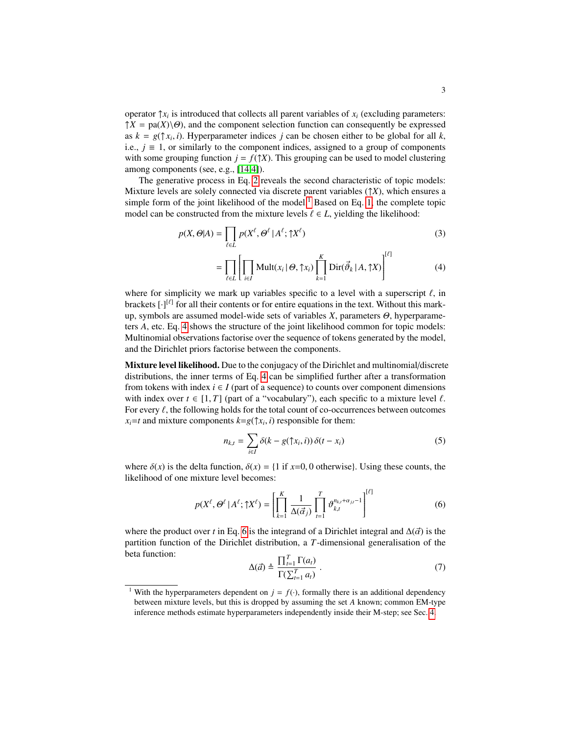operator $\uparrow x_i$ is introduced that collects all parent variables of $x_i$ (excluding parameters: $\uparrow X = \text{pa}(X)\backslash\Theta$), and the component selection function can consequently be expressed as $k = g(\uparrow x_i, i)$. Hyperparameter indices $j$ can be chosen either to be global for all $k$, i.e., $j \equiv 1$, or similarly to the component indices, assigned to a group of components with some grouping function $j = f(\uparrow X)$. This grouping can be used to model clustering among components (see, e.g., [14,4]).

The generative process in Eq. 2 reveals the second characteristic of topic models: Mixture levels are solely connected via discrete parent variables ($\uparrow X$), which ensures a simple form of the joint likelihood of the model.[1] Based on Eq. 1, the complete topic model can be constructed from the mixture levels $\ell \in L$, yielding the likelihood:

$$p(X, \Theta|A) = \prod_{\ell \in L} p(X^\ell, \Theta^\ell \,|\, A^\ell; \uparrow X^\ell) \tag{3}$$

$$= \prod_{\ell \in L} \left[ \prod_{i \in I} \text{Mult}(x_i \,|\, \Theta, \uparrow x_i) \prod_{k=1}^{K} \text{Dir}(\vec{\vartheta}_k \,|\, A, \uparrow X) \right]^{[\ell]} \tag{4}$$

where for simplicity we mark up variables specific to a level with a superscript $\ell$, in brackets $[\cdot]^{[\ell]}$ for all their contents or for entire equations in the text. Without this mark-up, symbols are assumed model-wide sets of variables $X$, parameters $\Theta$, hyperparameters $A$, etc. Eq. 4 shows the structure of the joint likelihood common for topic models: Multinomial observations factorise over the sequence of tokens generated by the model, and the Dirichlet priors factorise between the components.

**Mixture level likelihood.** Due to the conjugacy of the Dirichlet and multinomial/discrete distributions, the inner terms of Eq. 4 can be simplified further after a transformation from tokens with index $i \in I$ (part of a sequence) to counts over component dimensions with index over $t \in [1, T]$ (part of a "vocabulary"), each specific to a mixture level $\ell$. For every $\ell$, the following holds for the total count of co-occurrences between outcomes $x_i{=}t$ and mixture components $k{=}g(\uparrow x_i, i)$ responsible for them:

$$n_{k,t} = \sum_{i \in I} \delta(k - g(\uparrow x_i, i))\, \delta(t - x_i) \tag{5}$$

where $\delta(x)$ is the delta function, $\delta(x) = \{1 \text{ if } x{=}0, 0 \text{ otherwise}\}$. Using these counts, the likelihood of one mixture level becomes:

$$p(X^\ell, \Theta^\ell \,|\, A^\ell; \uparrow X^\ell) = \left[ \prod_{k=1}^{K} \frac{1}{\Delta(\vec{\alpha}_j)} \prod_{t=1}^{T} \vartheta_{k,t}^{n_{k,t} + \alpha_{j,t} - 1} \right]^{[\ell]} \tag{6}$$

where the product over $t$ in Eq. 6 is the integrand of a Dirichlet integral and $\Delta(\vec{\alpha})$ is the partition function of the Dirichlet distribution, a $T$-dimensional generalisation of the beta function:

$$\Delta(\vec{a}) \triangleq \frac{\prod_{t=1}^{T} \Gamma(a_t)}{\Gamma(\sum_{t=1}^{T} a_t)} \,. \tag{7}$$

[1] With the hyperparameters dependent on $j = f(\cdot)$, formally there is an additional dependency between mixture levels, but this is dropped by assuming the set $A$ known; common EM-type inference methods estimate hyperparameters independently inside their M-step; see Sec. 4.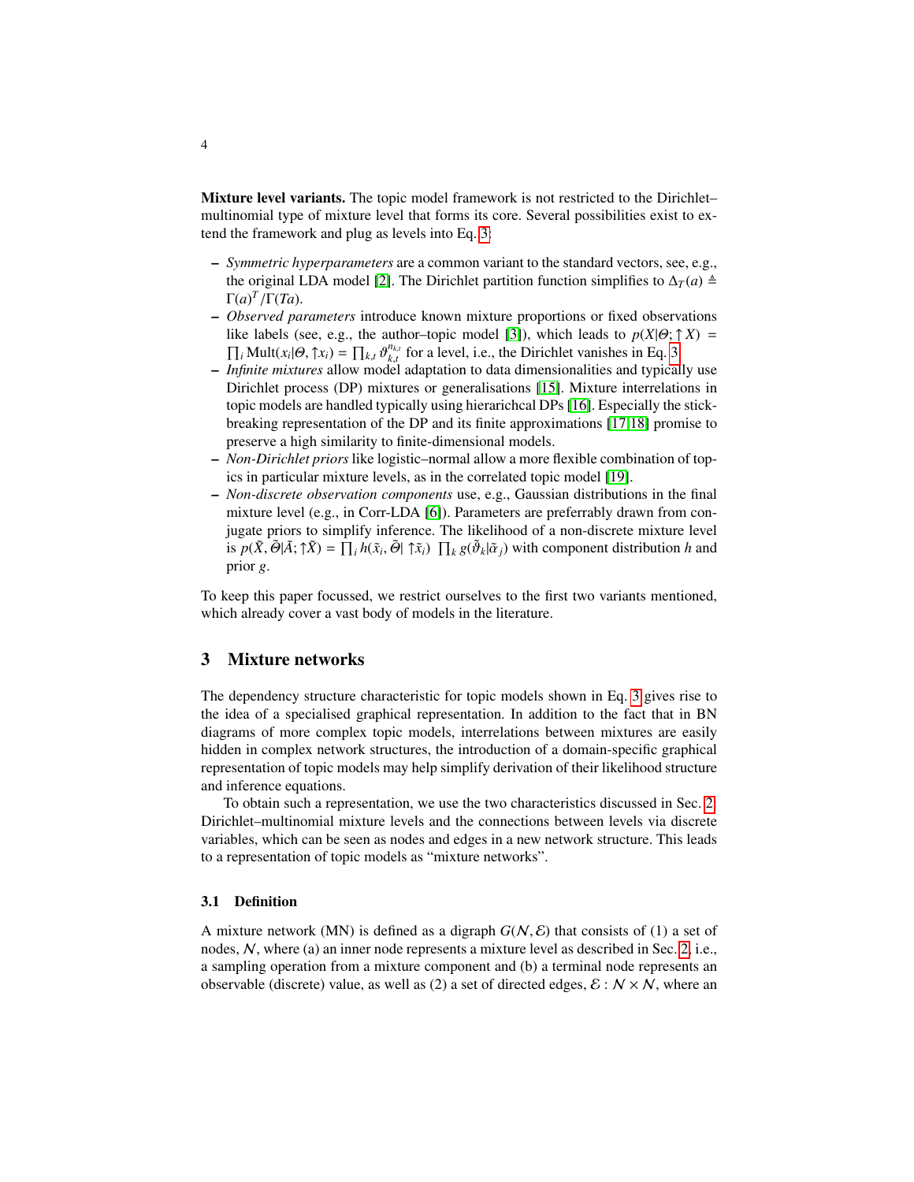**Mixture level variants.** The topic model framework is not restricted to the Dirichlet–multinomial type of mixture level that forms its core. Several possibilities exist to extend the framework and plug as levels into Eq. 3:

- *Symmetric hyperparameters* are a common variant to the standard vectors, see, e.g., the original LDA model [2]. The Dirichlet partition function simplifies to $\Delta_T(a) \triangleq \Gamma(a)^T/\Gamma(Ta)$.
- *Observed parameters* introduce known mixture proportions or fixed observations like labels (see, e.g., the author–topic model [3]), which leads to $p(X|\Theta; \uparrow X) = \prod_i \text{Mult}(x_i|\Theta, \uparrow x_i) = \prod_{k,t} \vartheta_{k,t}^{n_{k,t}}$ for a level, i.e., the Dirichlet vanishes in Eq. 3.
- *Infinite mixtures* allow model adaptation to data dimensionalities and typically use Dirichlet process (DP) mixtures or generalisations [15]. Mixture interrelations in topic models are handled typically using hierarichcal DPs [16]. Especially the stick-breaking representation of the DP and its finite approximations [17,18] promise to preserve a high similarity to finite-dimensional models.
- *Non-Dirichlet priors* like logistic–normal allow a more flexible combination of topics in particular mixture levels, as in the correlated topic model [19].
- *Non-discrete observation components* use, e.g., Gaussian distributions in the final mixture level (e.g., in Corr-LDA [6]). Parameters are preferrably drawn from conjugate priors to simplify inference. The likelihood of a non-discrete mixture level is $p(\tilde{X}, \tilde{\Theta}|\tilde{A}; \uparrow \tilde{X}) = \prod_i h(\tilde{x}_i, \tilde{\Theta}| \uparrow \tilde{x}_i) \; \prod_k g(\tilde{\vartheta}_k|\tilde{\alpha}_j)$ with component distribution $h$ and prior $g$.

To keep this paper focussed, we restrict ourselves to the first two variants mentioned, which already cover a vast body of models in the literature.

## 3 Mixture networks

The dependency structure characteristic for topic models shown in Eq. 3 gives rise to the idea of a specialised graphical representation. In addition to the fact that in BN diagrams of more complex topic models, interrelations between mixtures are easily hidden in complex network structures, the introduction of a domain-specific graphical representation of topic models may help simplify derivation of their likelihood structure and inference equations.

To obtain such a representation, we use the two characteristics discussed in Sec. 2: Dirichlet–multinomial mixture levels and the connections between levels via discrete variables, which can be seen as nodes and edges in a new network structure. This leads to a representation of topic models as "mixture networks".

### 3.1 Definition

A mixture network (MN) is defined as a digraph $G(\mathcal{N}, \mathcal{E})$ that consists of (1) a set of nodes, $\mathcal{N}$, where (a) an inner node represents a mixture level as described in Sec. 2, i.e., a sampling operation from a mixture component and (b) a terminal node represents an observable (discrete) value, as well as (2) a set of directed edges, $\mathcal{E} : \mathcal{N} \times \mathcal{N}$, where an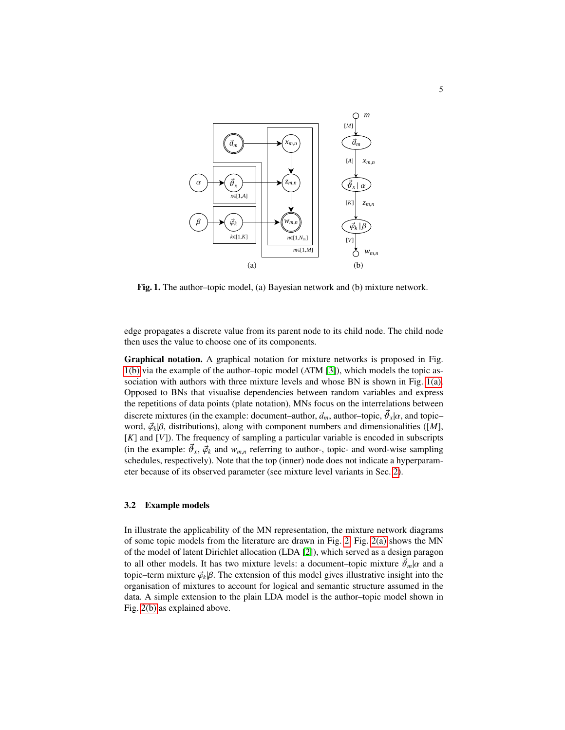**Fig. 1.** The author–topic model, (a) Bayesian network and (b) mixture network.

edge propagates a discrete value from its parent node to its child node. The child node then uses the value to choose one of its components.

**Graphical notation.** A graphical notation for mixture networks is proposed in Fig. 1(b) via the example of the author–topic model (ATM [3]), which models the topic association with authors with three mixture levels and whose BN is shown in Fig. 1(a). Opposed to BNs that visualise dependencies between random variables and express the repetitions of data points (plate notation), MNs focus on the interrelations between discrete mixtures (in the example: document–author, $\vec{a}_m$, author–topic, $\vec{\vartheta}_x|\alpha$, and topic–word, $\vec{\varphi}_k|\beta$, distributions), along with component numbers and dimensionalities ($[M]$, $[K]$ and $[V]$). The frequency of sampling a particular variable is encoded in subscripts (in the example: $\vec{\vartheta}_x$, $\vec{\varphi}_k$ and $w_{m,n}$ referring to author-, topic- and word-wise sampling schedules, respectively). Note that the top (inner) node does not indicate a hyperparameter because of its observed parameter (see mixture level variants in Sec. 2).

### 3.2 Example models

In illustrate the applicability of the MN representation, the mixture network diagrams of some topic models from the literature are drawn in Fig. 2. Fig. 2(a) shows the MN of the model of latent Dirichlet allocation (LDA [2]), which served as a design paragon to all other models. It has two mixture levels: a document–topic mixture $\vec{\vartheta}_m|\alpha$ and a topic–term mixture $\vec{\varphi}_k|\beta$. The extension of this model gives illustrative insight into the organisation of mixtures to account for logical and semantic structure assumed in the data. A simple extension to the plain LDA model is the author–topic model shown in Fig. 2(b) as explained above.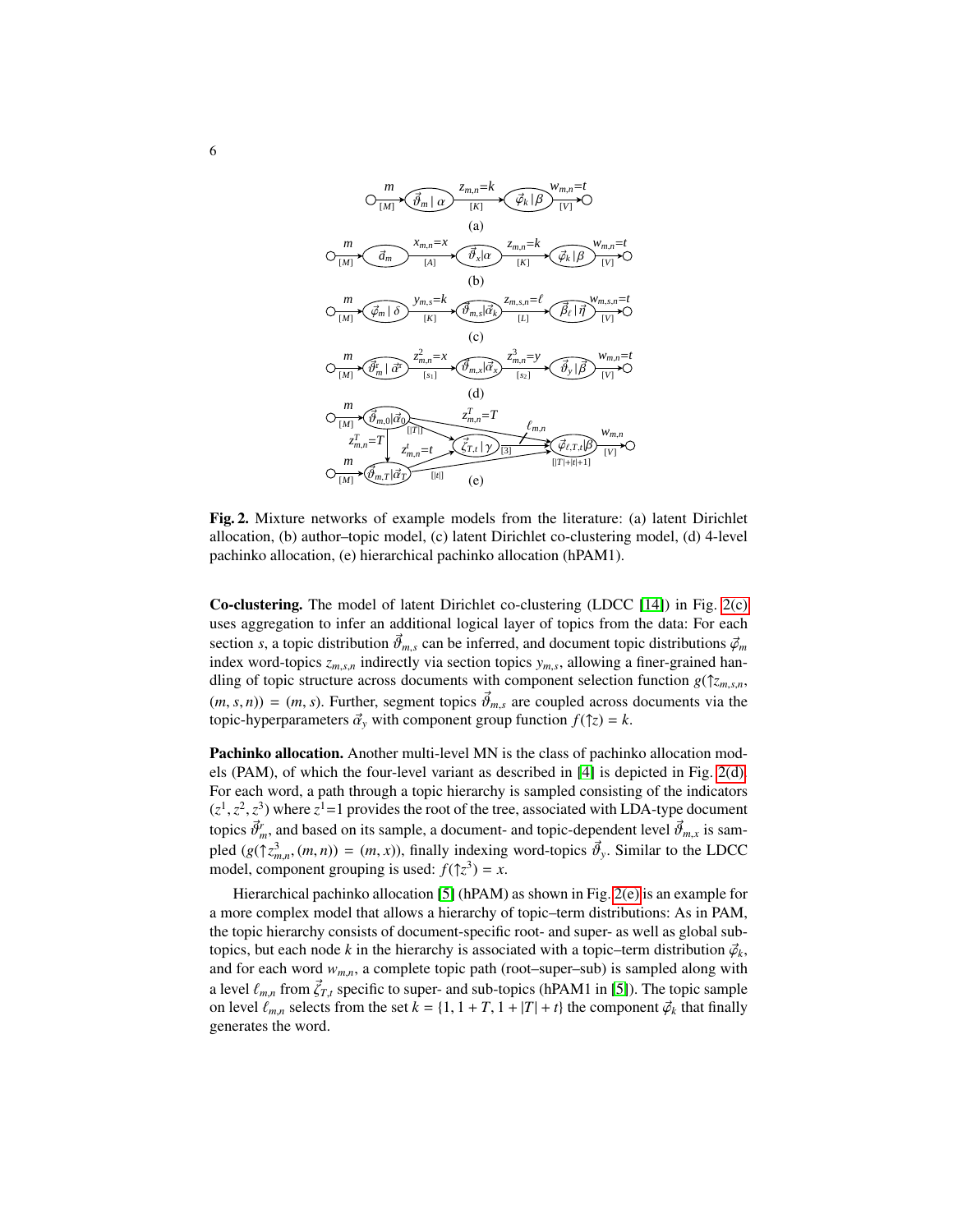**Fig. 2.** Mixture networks of example models from the literature: (a) latent Dirichlet allocation, (b) author–topic model, (c) latent Dirichlet co-clustering model, (d) 4-level pachinko allocation, (e) hierarchical pachinko allocation (hPAM1).

**Co-clustering.** The model of latent Dirichlet co-clustering (LDCC [14]) in Fig. 2(c) uses aggregation to infer an additional logical layer of topics from the data: For each section $s$, a topic distribution $\vec{\vartheta}_{m,s}$ can be inferred, and document topic distributions $\vec{\varphi}_m$ index word-topics $z_{m,s,n}$ indirectly via section topics $y_{m,s}$, allowing a finer-grained handling of topic structure across documents with component selection function $g(\uparrow z_{m,s,n}, (m,s,n)) = (m,s)$. Further, segment topics $\vec{\vartheta}_{m,s}$ are coupled across documents via the topic-hyperparameters $\vec{\alpha}_y$ with component group function $f(\uparrow z) = k$.

**Pachinko allocation.** Another multi-level MN is the class of pachinko allocation models (PAM), of which the four-level variant as described in [4] is depicted in Fig. 2(d). For each word, a path through a topic hierarchy is sampled consisting of the indicators $(z^1, z^2, z^3)$ where $z^1{=}1$ provides the root of the tree, associated with LDA-type document topics $\vec{\vartheta}^r_m$, and based on its sample, a document- and topic-dependent level $\vec{\vartheta}_{m,x}$ is sampled $(g(\uparrow z^3_{m,n}, (m,n)) = (m,x))$, finally indexing word-topics $\vec{\vartheta}_y$. Similar to the LDCC model, component grouping is used: $f(\uparrow z^3) = x$.

Hierarchical pachinko allocation [5] (hPAM) as shown in Fig. 2(e) is an example for a more complex model that allows a hierarchy of topic–term distributions: As in PAM, the topic hierarchy consists of document-specific root- and super- as well as global subtopics, but each node $k$ in the hierarchy is associated with a topic–term distribution $\vec{\varphi}_k$, and for each word $w_{m,n}$, a complete topic path (root–super–sub) is sampled along with a level $\ell_{m,n}$ from $\vec{\zeta}_{T,t}$ specific to super- and sub-topics (hPAM1 in [5]). The topic sample on level $\ell_{m,n}$ selects from the set $k = \{1, 1+T, 1+|T|+t\}$ the component $\vec{\varphi}_k$ that finally generates the word.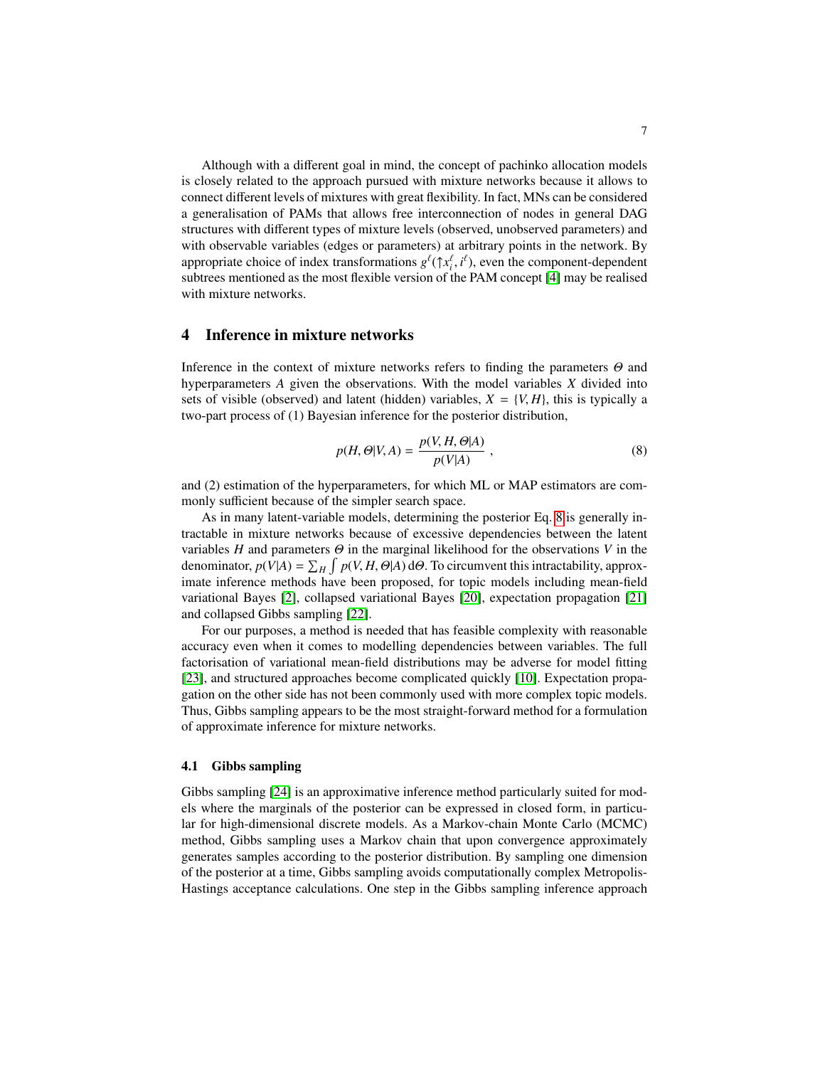Although with a different goal in mind, the concept of pachinko allocation models is closely related to the approach pursued with mixture networks because it allows to connect different levels of mixtures with great flexibility. In fact, MNs can be considered a generalisation of PAMs that allows free interconnection of nodes in general DAG structures with different types of mixture levels (observed, unobserved parameters) and with observable variables (edges or parameters) at arbitrary points in the network. By appropriate choice of index transformations $g^\ell(\uparrow x_i^\ell, i^\ell)$, even the component-dependent subtrees mentioned as the most flexible version of the PAM concept [4] may be realised with mixture networks.

## 4 Inference in mixture networks

Inference in the context of mixture networks refers to finding the parameters $\Theta$ and hyperparameters $A$ given the observations. With the model variables $X$ divided into sets of visible (observed) and latent (hidden) variables, $X = \{V, H\}$, this is typically a two-part process of (1) Bayesian inference for the posterior distribution,

$$p(H, \Theta|V, A) = \frac{p(V, H, \Theta|A)}{p(V|A)} \,, \tag{8}$$

and (2) estimation of the hyperparameters, for which ML or MAP estimators are commonly sufficient because of the simpler search space.

As in many latent-variable models, determining the posterior Eq. 8 is generally intractable in mixture networks because of excessive dependencies between the latent variables $H$ and parameters $\Theta$ in the marginal likelihood for the observations $V$ in the denominator, $p(V|A) = \sum_H \int p(V, H, \Theta|A) \, \mathrm{d}\Theta$. To circumvent this intractability, approximate inference methods have been proposed, for topic models including mean-field variational Bayes [2], collapsed variational Bayes [20], expectation propagation [21] and collapsed Gibbs sampling [22].

For our purposes, a method is needed that has feasible complexity with reasonable accuracy even when it comes to modelling dependencies between variables. The full factorisation of variational mean-field distributions may be adverse for model fitting [23], and structured approaches become complicated quickly [10]. Expectation propagation on the other side has not been commonly used with more complex topic models. Thus, Gibbs sampling appears to be the most straight-forward method for a formulation of approximate inference for mixture networks.

### 4.1 Gibbs sampling

Gibbs sampling [24] is an approximative inference method particularly suited for models where the marginals of the posterior can be expressed in closed form, in particular for high-dimensional discrete models. As a Markov-chain Monte Carlo (MCMC) method, Gibbs sampling uses a Markov chain that upon convergence approximately generates samples according to the posterior distribution. By sampling one dimension of the posterior at a time, Gibbs sampling avoids computationally complex Metropolis-Hastings acceptance calculations. One step in the Gibbs sampling inference approach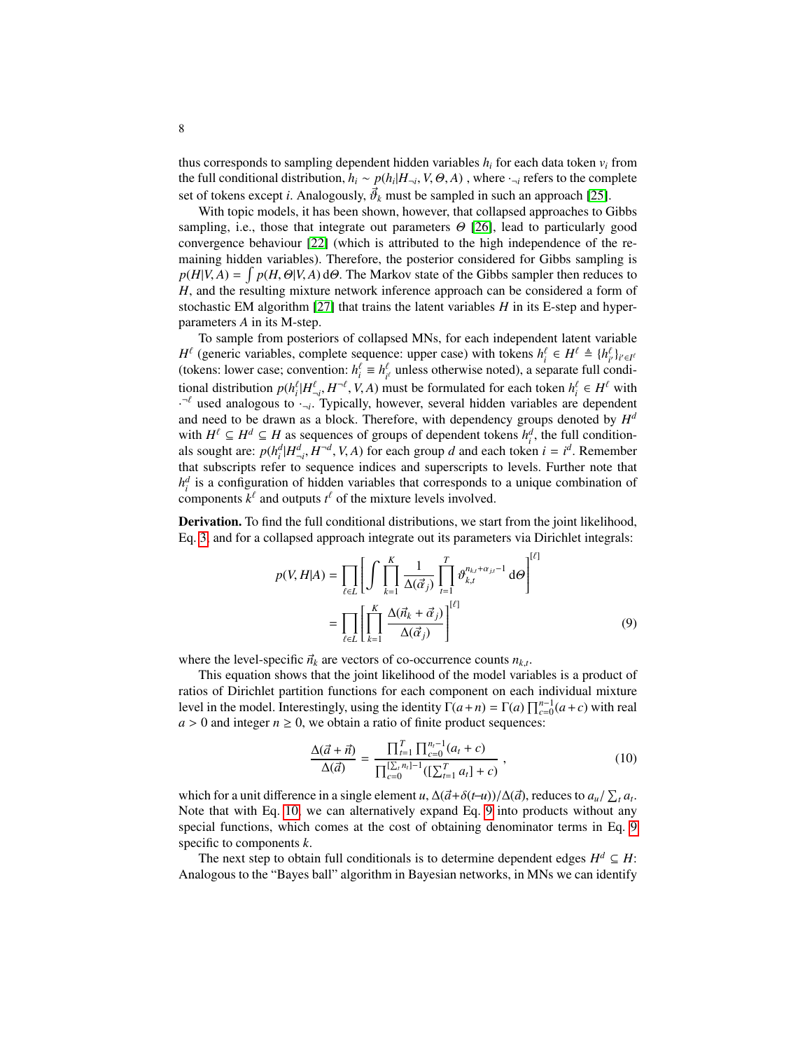thus corresponds to sampling dependent hidden variables $h_i$ for each data token $v_i$ from the full conditional distribution, $h_i \sim p(h_i|H_{\neg i}, V, \Theta, A)$ , where $\cdot_{\neg i}$ refers to the complete set of tokens except $i$. Analogously, $\vec{\vartheta}_k$ must be sampled in such an approach [25].

With topic models, it has been shown, however, that collapsed approaches to Gibbs sampling, i.e., those that integrate out parameters $\Theta$ [26], lead to particularly good convergence behaviour [22] (which is attributed to the high independence of the remaining hidden variables). Therefore, the posterior considered for Gibbs sampling is $p(H|V, A) = \int p(H, \Theta|V, A)\, \mathrm{d}\Theta$. The Markov state of the Gibbs sampler then reduces to $H$, and the resulting mixture network inference approach can be considered a form of stochastic EM algorithm [27] that trains the latent variables $H$ in its E-step and hyperparameters $A$ in its M-step.

To sample from posteriors of collapsed MNs, for each independent latent variable $H^\ell$ (generic variables, complete sequence: upper case) with tokens $h_i^\ell \in H^\ell \triangleq \{h_{i'}^\ell\}_{i' \in I^\ell}$ (tokens: lower case; convention: $h_i^\ell \equiv h_{i^\ell}^\ell$ unless otherwise noted), a separate full conditional distribution $p(h_i^\ell | H_{\neg i}^\ell, H^{\neg \ell}, V, A)$ must be formulated for each token $h_i^\ell \in H^\ell$ with $\cdot^{\neg \ell}$ used analogous to $\cdot_{\neg i}$. Typically, however, several hidden variables are dependent and need to be drawn as a block. Therefore, with dependency groups denoted by $H^d$ with $H^\ell \subseteq H^d \subseteq H$ as sequences of groups of dependent tokens $h_i^d$, the full conditionals sought are: $p(h_i^d | H_{\neg i}^d, H^{\neg d}, V, A)$ for each group $d$ and each token $i = i^d$. Remember that subscripts refer to sequence indices and superscripts to levels. Further note that $h_i^d$ is a configuration of hidden variables that corresponds to a unique combination of components $k^\ell$ and outputs $t^\ell$ of the mixture levels involved.

**Derivation.** To find the full conditional distributions, we start from the joint likelihood, Eq. 3, and for a collapsed approach integrate out its parameters via Dirichlet integrals:

$$
\begin{aligned}
p(V, H|A) &= \prod_{\ell \in L} \left[ \int \prod_{k=1}^{K} \frac{1}{\Delta(\vec{\alpha}_j)} \prod_{t=1}^{T} \vartheta_{k,t}^{n_{k,t} + \alpha_{j,t} - 1}\, \mathrm{d}\Theta \right]^{[\ell]} \\
&= \prod_{\ell \in L} \left[ \prod_{k=1}^{K} \frac{\Delta(\vec{n}_k + \vec{\alpha}_j)}{\Delta(\vec{\alpha}_j)} \right]^{[\ell]} \qquad (9)
\end{aligned}
$$

where the level-specific $\vec{n}_k$ are vectors of co-occurrence counts $n_{k,t}$.

This equation shows that the joint likelihood of the model variables is a product of ratios of Dirichlet partition functions for each component on each individual mixture level in the model. Interestingly, using the identity $\Gamma(a+n) = \Gamma(a) \prod_{c=0}^{n-1}(a+c)$ with real $a > 0$ and integer $n \geq 0$, we obtain a ratio of finite product sequences:

$$
\frac{\Delta(\vec{a} + \vec{n})}{\Delta(\vec{a})} = \frac{\prod_{t=1}^{T} \prod_{c=0}^{n_t - 1} (a_t + c)}{\prod_{c=0}^{[\sum_t n_t] - 1} ([\sum_{t=1}^{T} a_t] + c)}\,, \qquad (10)
$$

which for a unit difference in a single element $u$, $\Delta(\vec{a} + \delta(t{-}u))/\Delta(\vec{a})$, reduces to $a_u / \sum_t a_t$. Note that with Eq. 10, we can alternatively expand Eq. 9 into products without any special functions, which comes at the cost of obtaining denominator terms in Eq. 9 specific to components $k$.

The next step to obtain full conditionals is to determine dependent edges $H^d \subseteq H$: Analogous to the "Bayes ball" algorithm in Bayesian networks, in MNs we can identify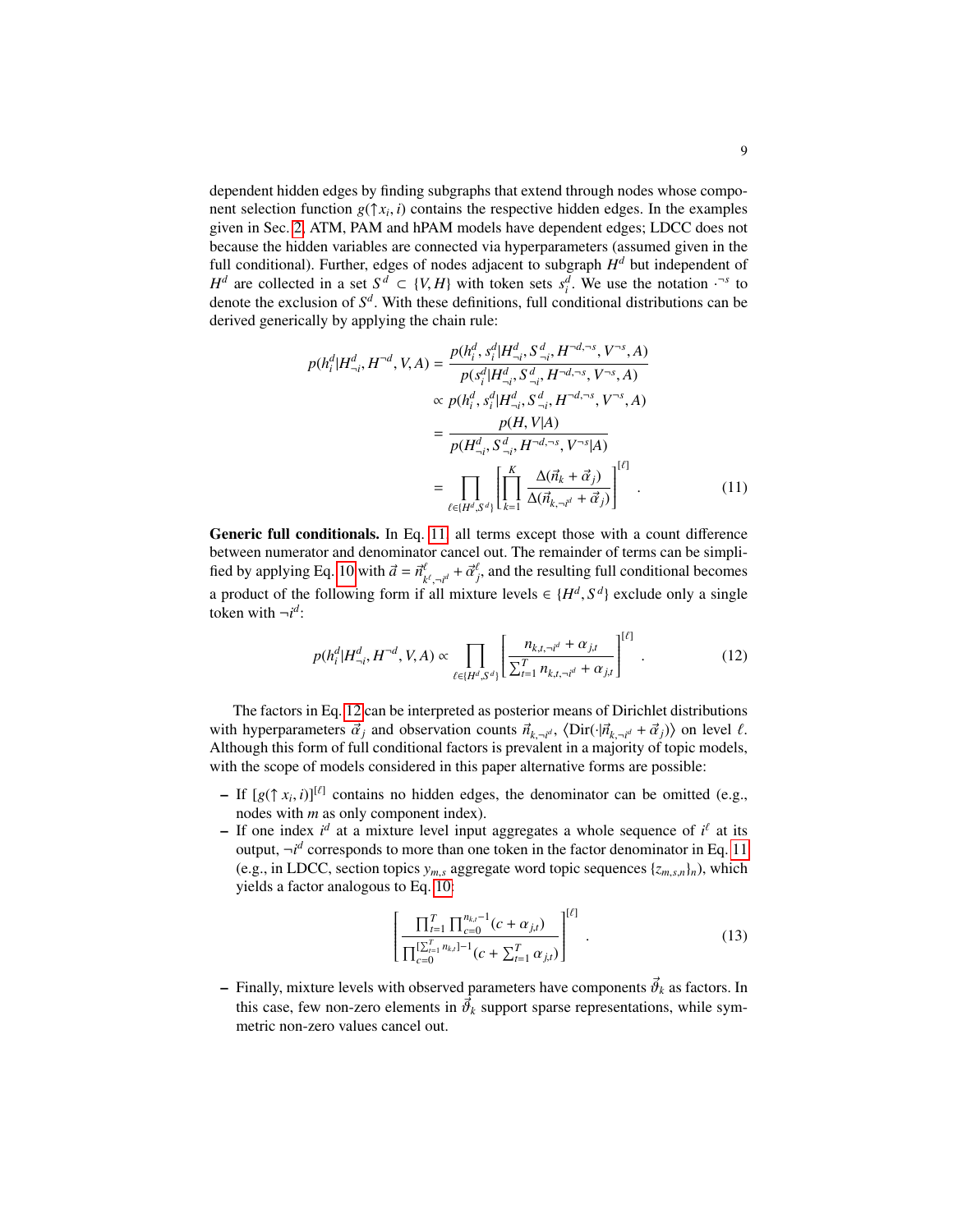dependent hidden edges by finding subgraphs that extend through nodes whose component selection function $g(\uparrow x_i, i)$ contains the respective hidden edges. In the examples given in Sec. 2, ATM, PAM and hPAM models have dependent edges; LDCC does not because the hidden variables are connected via hyperparameters (assumed given in the full conditional). Further, edges of nodes adjacent to subgraph $H^d$ but independent of $H^d$ are collected in a set $S^d \subset \{V, H\}$ with token sets $s_i^d$. We use the notation $\cdot^{\neg s}$ to denote the exclusion of $S^d$. With these definitions, full conditional distributions can be derived generically by applying the chain rule:

$$
\begin{aligned}
p(h_i^d | H_{\neg i}^d, H^{\neg d}, V, A) &= \frac{p(h_i^d, s_i^d | H_{\neg i}^d, S_{\neg i}^d, H^{\neg d, \neg s}, V^{\neg s}, A)}{p(s_i^d | H_{\neg i}^d, S_{\neg i}^d, H^{\neg d, \neg s}, V^{\neg s}, A)} \\
&\propto p(h_i^d, s_i^d | H_{\neg i}^d, S_{\neg i}^d, H^{\neg d, \neg s}, V^{\neg s}, A) \\
&= \frac{p(H, V|A)}{p(H_{\neg i}^d, S_{\neg i}^d, H^{\neg d, \neg s}, V^{\neg s}|A)} \\
&= \prod_{\ell \in \{H^d, S^d\}} \left[ \prod_{k=1}^{K} \frac{\Delta(\vec{n}_k + \vec{\alpha}_j)}{\Delta(\vec{n}_{k, \neg i^d} + \vec{\alpha}_j)} \right]^{[\ell]} .
\end{aligned} \tag{11}
$$

**Generic full conditionals.** In Eq. 11, all terms except those with a count difference between numerator and denominator cancel out. The remainder of terms can be simplified by applying Eq. 10 with $\vec{a} = \vec{n}^{\ell}_{k^\ell, \neg i^d} + \vec{\alpha}^{\ell}_j$, and the resulting full conditional becomes a product of the following form if all mixture levels $\in \{H^d, S^d\}$ exclude only a single token with $\neg i^d$:

$$
p(h_i^d | H_{\neg i}^d, H^{\neg d}, V, A) \propto \prod_{\ell \in \{H^d, S^d\}} \left[ \frac{n_{k,t,\neg i^d} + \alpha_{j,t}}{\sum_{t=1}^{T} n_{k,t,\neg i^d} + \alpha_{j,t}} \right]^{[\ell]} . \tag{12}
$$

The factors in Eq. 12 can be interpreted as posterior means of Dirichlet distributions with hyperparameters $\vec{\alpha}_j$ and observation counts $\vec{n}_{k,\neg i^d}$, $\langle \mathrm{Dir}(\cdot | \vec{n}_{k,\neg i^d} + \vec{\alpha}_j) \rangle$ on level $\ell$. Although this form of full conditional factors is prevalent in a majority of topic models, with the scope of models considered in this paper alternative forms are possible:

- If $[g(\uparrow x_i, i)]^{[\ell]}$ contains no hidden edges, the denominator can be omitted (e.g., nodes with $m$ as only component index).
- If one index $i^d$ at a mixture level input aggregates a whole sequence of $i^\ell$ at its output, $\neg i^d$ corresponds to more than one token in the factor denominator in Eq. 11 (e.g., in LDCC, section topics $y_{m,s}$ aggregate word topic sequences $\{z_{m,s,n}\}_n$), which yields a factor analogous to Eq. 10:

$$
\left[ \frac{\prod_{t=1}^{T} \prod_{c=0}^{n_{k,t}-1} (c + \alpha_{j,t})}{\prod_{c=0}^{[\sum_{t=1}^{T} n_{k,t}]-1} (c + \sum_{t=1}^{T} \alpha_{j,t})} \right]^{[\ell]} . \tag{13}
$$

- Finally, mixture levels with observed parameters have components $\vec{\vartheta}_k$ as factors. In this case, few non-zero elements in $\vec{\vartheta}_k$ support sparse representations, while symmetric non-zero values cancel out.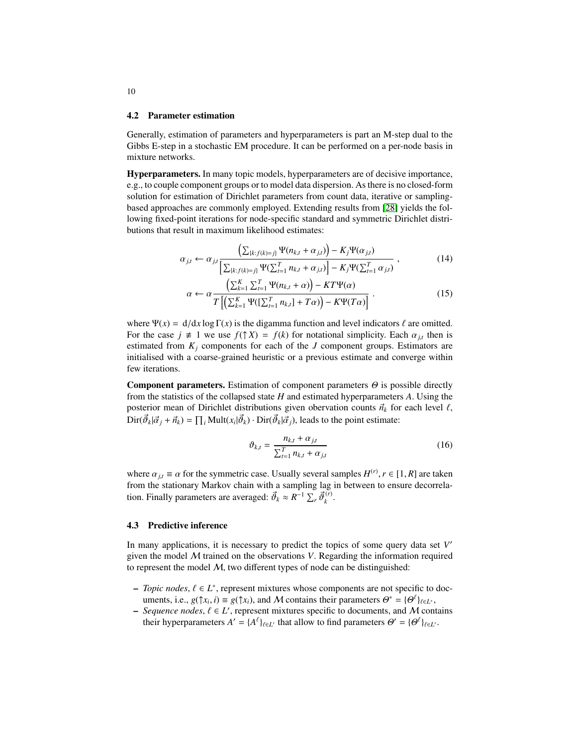### 4.2 Parameter estimation

Generally, estimation of parameters and hyperparameters is part an M-step dual to the Gibbs E-step in a stochastic EM procedure. It can be performed on a per-node basis in mixture networks.

**Hyperparameters.** In many topic models, hyperparameters are of decisive importance, e.g., to couple component groups or to model data dispersion. As there is no closed-form solution for estimation of Dirichlet parameters from count data, iterative or sampling-based approaches are commonly employed. Extending results from [28] yields the following fixed-point iterations for node-specific standard and symmetric Dirichlet distributions that result in maximum likelihood estimates:

$$\alpha_{j,t} \leftarrow \alpha_{j,t} \frac{\left(\sum_{\{k:f(k)=j\}} \Psi(n_{k,t} + \alpha_{j,t})\right) - K_j \Psi(\alpha_{j,t})}{\left[\sum_{\{k:f(k)=j\}} \Psi(\sum_{t=1}^{T} n_{k,t} + \alpha_{j,t})\right] - K_j \Psi(\sum_{t=1}^{T} \alpha_{j,t})} , \tag{14}$$

$$\alpha \leftarrow \alpha \frac{\left(\sum_{k=1}^{K} \sum_{t=1}^{T} \Psi(n_{k,t} + \alpha)\right) - KT\Psi(\alpha)}{T\left[\left(\sum_{k=1}^{K} \Psi([\sum_{t=1}^{T} n_{k,t}] + T\alpha)\right) - K\Psi(T\alpha)\right]} . \tag{15}$$

where $\Psi(x) = \mathrm{d}/\mathrm{d}x \log \Gamma(x)$ is the digamma function and level indicators $\ell$ are omitted. For the case $j \not\equiv 1$ we use $f(\uparrow X) = f(k)$ for notational simplicity. Each $\alpha_{j,t}$ then is estimated from $K_j$ components for each of the $J$ component groups. Estimators are initialised with a coarse-grained heuristic or a previous estimate and converge within few iterations.

**Component parameters.** Estimation of component parameters $\Theta$ is possible directly from the statistics of the collapsed state $H$ and estimated hyperparameters $A$. Using the posterior mean of Dirichlet distributions given observation counts $\vec{n}_k$ for each level $\ell$, $\mathrm{Dir}(\vec{\vartheta}_k|\vec{\alpha}_j + \vec{n}_k) = \prod_i \mathrm{Mult}(x_i|\vec{\vartheta}_k) \cdot \mathrm{Dir}(\vec{\vartheta}_k|\vec{\alpha}_j)$, leads to the point estimate:

$$\vartheta_{k,t} = \frac{n_{k,t} + \alpha_{j,t}}{\sum_{t=1}^{T} n_{k,t} + \alpha_{j,t}} \tag{16}$$

where $\alpha_{j,t} \equiv \alpha$ for the symmetric case. Usually several samples $H^{(r)}, r \in [1, R]$ are taken from the stationary Markov chain with a sampling lag in between to ensure decorrelation. Finally parameters are averaged: $\vec{\vartheta}_k \approx R^{-1} \sum_r \vec{\vartheta}_k^{(r)}$.

### 4.3 Predictive inference

In many applications, it is necessary to predict the topics of some query data set $V'$ given the model $\mathcal{M}$ trained on the observations $V$. Regarding the information required to represent the model $\mathcal{M}$, two different types of node can be distinguished:

- *Topic nodes*, $\ell \in L^*$, represent mixtures whose components are not specific to documents, i.e., $g(\uparrow x_i, i) \equiv g(\uparrow x_i)$, and $\mathcal{M}$ contains their parameters $\Theta^* = \{\Theta^\ell\}_{\ell \in L^*}$,
- *Sequence nodes*, $\ell \in L'$, represent mixtures specific to documents, and $\mathcal{M}$ contains their hyperparameters $A' = \{A^\ell\}_{\ell \in L'}$ that allow to find parameters $\Theta' = \{\Theta^\ell\}_{\ell \in L'}$.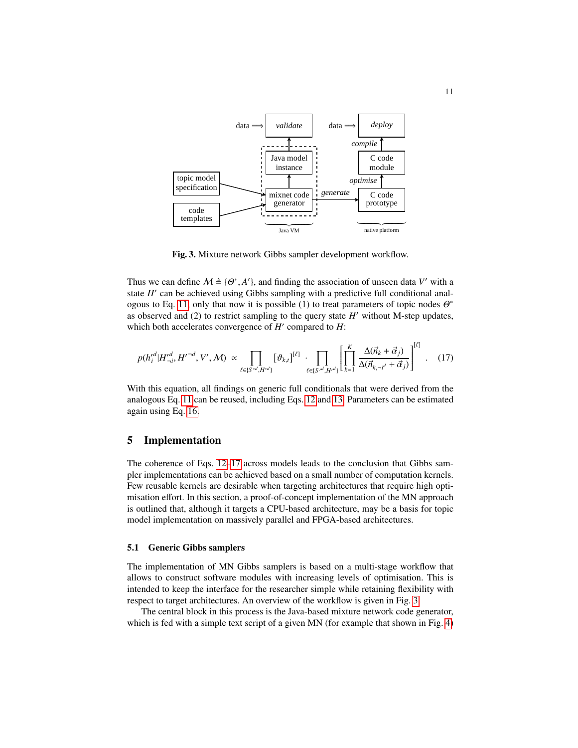Fig. 3. Mixture network Gibbs sampler development workflow.

Thus we can define $\mathcal{M} \triangleq \{\Theta^*, A'\}$, and finding the association of unseen data $V'$ with a state $H'$ can be achieved using Gibbs sampling with a predictive full conditional analogous to Eq. 11, only that now it is possible (1) to treat parameters of topic nodes $\Theta^*$ as observed and (2) to restrict sampling to the query state $H'$ without M-step updates, which both accelerates convergence of $H'$ compared to $H$:

$$p(h_i'^d | H'^d_{\neg i}, H'^{\neg d}, V', \mathcal{M}) \propto \prod_{\ell \in \{S^{*d}, H^{*d}\}} [\vartheta_{k,t}]^{[\ell]} \cdot \prod_{\ell \in \{S'^d, H'^d\}} \left[ \prod_{k=1}^{K} \frac{\Delta(\vec{n}_k + \vec{\alpha}_j)}{\Delta(\vec{n}_{k,\neg i^d} + \vec{\alpha}_j)} \right]^{[\ell]} . \quad (17)$$

With this equation, all findings on generic full conditionals that were derived from the analogous Eq. 11 can be reused, including Eqs. 12 and 13. Parameters can be estimated again using Eq. 16.

## 5 Implementation

The coherence of Eqs. 12–17 across models leads to the conclusion that Gibbs sampler implementations can be achieved based on a small number of computation kernels. Few reusable kernels are desirable when targeting architectures that require high optimisation effort. In this section, a proof-of-concept implementation of the MN approach is outlined that, although it targets a CPU-based architecture, may be a basis for topic model implementation on massively parallel and FPGA-based architectures.

### 5.1 Generic Gibbs samplers

The implementation of MN Gibbs samplers is based on a multi-stage workflow that allows to construct software modules with increasing levels of optimisation. This is intended to keep the interface for the researcher simple while retaining flexibility with respect to target architectures. An overview of the workflow is given in Fig. 3.

The central block in this process is the Java-based mixture network code generator, which is fed with a simple text script of a given MN (for example that shown in Fig. 4)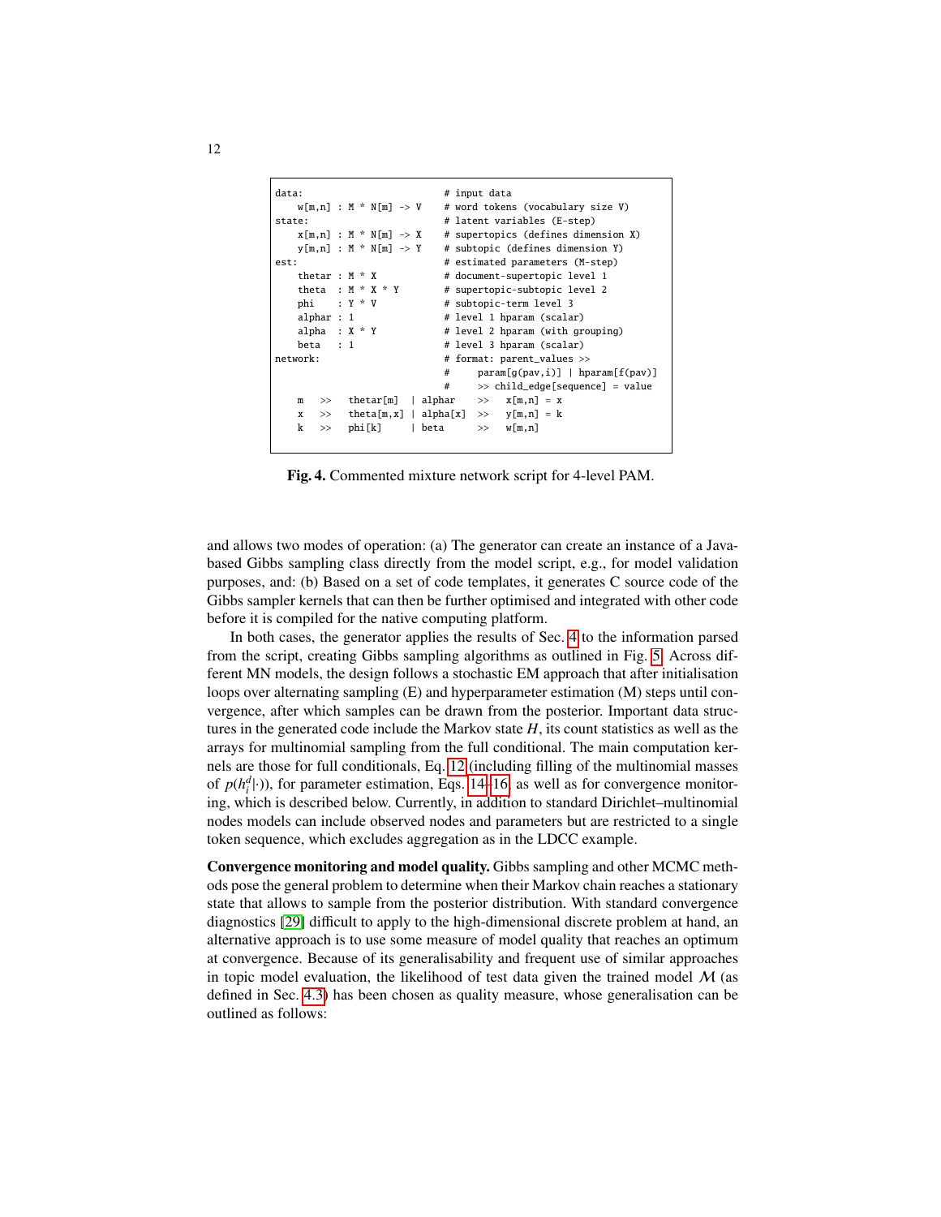```
data:                          # input data
    w[m,n] : M * N[m] -> V     # word tokens (vocabulary size V)
state:                         # latent variables (E-step)
    x[m,n] : M * N[m] -> X     # supertopics (defines dimension X)
    y[m,n] : M * N[m] -> Y     # subtopic (defines dimension Y)
est:                           # estimated parameters (M-step)
    thetar : M * X             # document-supertopic level 1
    theta  : M * X * Y         # supertopic-subtopic level 2
    phi    : Y * V             # subtopic-term level 3
    alphar : 1                 # level 1 hparam (scalar)
    alpha  : X * Y             # level 2 hparam (with grouping)
    beta   : 1                 # level 3 hparam (scalar)
network:                       # format: parent_values >>
                               #     param[g(pav,i)] | hparam[f(pav)]
                               #     >> child_edge[sequence] = value
    m   >>   thetar[m]   | alphar    >>   x[m,n] = x
    x   >>   theta[m,x]  | alpha[x]  >>   y[m,n] = k
    k   >>   phi[k]      | beta      >>   w[m,n]
```

**Fig. 4.** Commented mixture network script for 4-level PAM.

and allows two modes of operation: (a) The generator can create an instance of a Java-based Gibbs sampling class directly from the model script, e.g., for model validation purposes, and: (b) Based on a set of code templates, it generates C source code of the Gibbs sampler kernels that can then be further optimised and integrated with other code before it is compiled for the native computing platform.

In both cases, the generator applies the results of Sec. 4 to the information parsed from the script, creating Gibbs sampling algorithms as outlined in Fig. 5. Across different MN models, the design follows a stochastic EM approach that after initialisation loops over alternating sampling (E) and hyperparameter estimation (M) steps until convergence, after which samples can be drawn from the posterior. Important data structures in the generated code include the Markov state $H$, its count statistics as well as the arrays for multinomial sampling from the full conditional. The main computation kernels are those for full conditionals, Eq. 12 (including filling of the multinomial masses of $p(h_i^d|\cdot)$), for parameter estimation, Eqs. 14–16, as well as for convergence monitoring, which is described below. Currently, in addition to standard Dirichlet–multinomial nodes models can include observed nodes and parameters but are restricted to a single token sequence, which excludes aggregation as in the LDCC example.

**Convergence monitoring and model quality.** Gibbs sampling and other MCMC methods pose the general problem to determine when their Markov chain reaches a stationary state that allows to sample from the posterior distribution. With standard convergence diagnostics [29] difficult to apply to the high-dimensional discrete problem at hand, an alternative approach is to use some measure of model quality that reaches an optimum at convergence. Because of its generalisability and frequent use of similar approaches in topic model evaluation, the likelihood of test data given the trained model $\mathcal{M}$ (as defined in Sec. 4.3) has been chosen as quality measure, whose generalisation can be outlined as follows: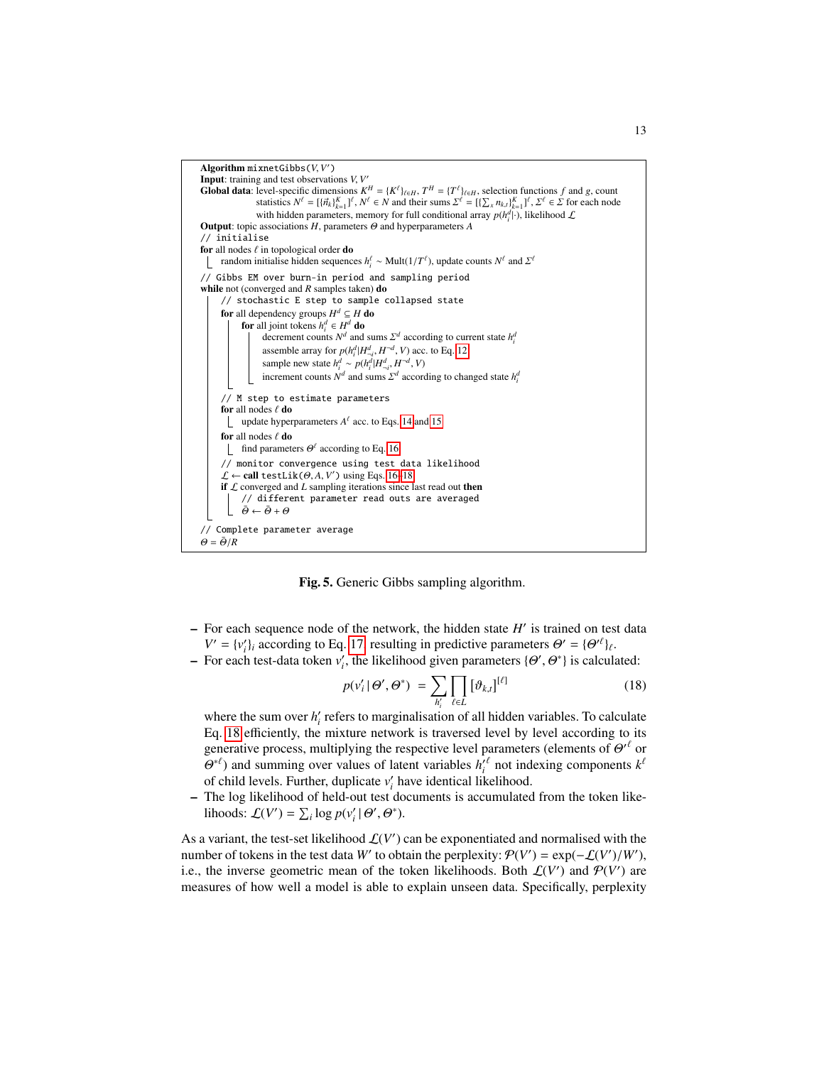```
Algorithm mixnetGibbs(V, V')
Input: training and test observations V, V'
Global data: level-specific dimensions K^H = {K^ℓ}_{ℓ∈H}, T^H = {T^ℓ}_{ℓ∈H}, selection functions f and g, count
             statistics N^ℓ = [{n⃗_k}_{k=1}^K]^ℓ, N^ℓ ∈ N and their sums Σ^ℓ = [{Σ_x n_{k,t}}_{k=1}^K]^ℓ, Σ^ℓ ∈ Σ for each node
             with hidden parameters, memory for full conditional array p(h_i^d|·), likelihood ℒ
Output: topic associations H, parameters Θ and hyperparameters A
// initialise
for all nodes ℓ in topological order do
    random initialise hidden sequences h_i^ℓ ~ Mult(1/T^ℓ), update counts N^ℓ and Σ^ℓ
// Gibbs EM over burn-in period and sampling period
while not (converged and R samples taken) do
    // stochastic E step to sample collapsed state
    for all dependency groups H^d ⊆ H do
        for all joint tokens h_i^d ∈ H^d do
            decrement counts N^d and sums Σ^d according to current state h_i^d
            assemble array for p(h_i^d|H_{¬i}^d, H^{¬d}, V) acc. to Eq. 12
            sample new state h_i^d ~ p(h_i^d|H_{¬i}^d, H^{¬d}, V)
            increment counts N^d and sums Σ^d according to changed state h_i^d
    // M step to estimate parameters
    for all nodes ℓ do
        update hyperparameters A^ℓ acc. to Eqs. 14 and 15
    for all nodes ℓ do
        find parameters Θ^ℓ according to Eq. 16
    // monitor convergence using test data likelihood
    ℒ ← call testLik(Θ, A, V') using Eqs. 16-18
    if ℒ converged and L sampling iterations since last read out then
        // different parameter read outs are averaged
        Θ̄ ← Θ̄ + Θ
// Complete parameter average
Θ = Θ̄/R
```

**Fig. 5.** Generic Gibbs sampling algorithm.

- For each sequence node of the network, the hidden state $H'$ is trained on test data $V' = \{v'_i\}_i$ according to Eq. 17, resulting in predictive parameters $\Theta' = \{\Theta'^{\ell}\}_{\ell}$.
- For each test-data token $v'_i$, the likelihood given parameters $\{\Theta', \Theta^*\}$ is calculated:

$$p(v'_i \,|\, \Theta', \Theta^*) \;=\; \sum_{h'_i} \prod_{\ell \in L} [\vartheta_{k,t}]^{[\ell]} \tag{18}$$

  where the sum over $h'_i$ refers to marginalisation of all hidden variables. To calculate Eq. 18 efficiently, the mixture network is traversed level by level according to its generative process, multiplying the respective level parameters (elements of $\Theta'^{\ell}$ or $\Theta^{*\ell}$) and summing over values of latent variables $h_i'^{\ell}$ not indexing components $k^{\ell}$ of child levels. Further, duplicate $v'_i$ have identical likelihood.
- The log likelihood of held-out test documents is accumulated from the token likelihoods: $\mathcal{L}(V') = \sum_i \log p(v'_i \,|\, \Theta', \Theta^*)$.

As a variant, the test-set likelihood $\mathcal{L}(V')$ can be exponentiated and normalised with the number of tokens in the test data $W'$ to obtain the perplexity: $\mathcal{P}(V') = \exp(-\mathcal{L}(V')/W')$, i.e., the inverse geometric mean of the token likelihoods. Both $\mathcal{L}(V')$ and $\mathcal{P}(V')$ are measures of how well a model is able to explain unseen data. Specifically, perplexity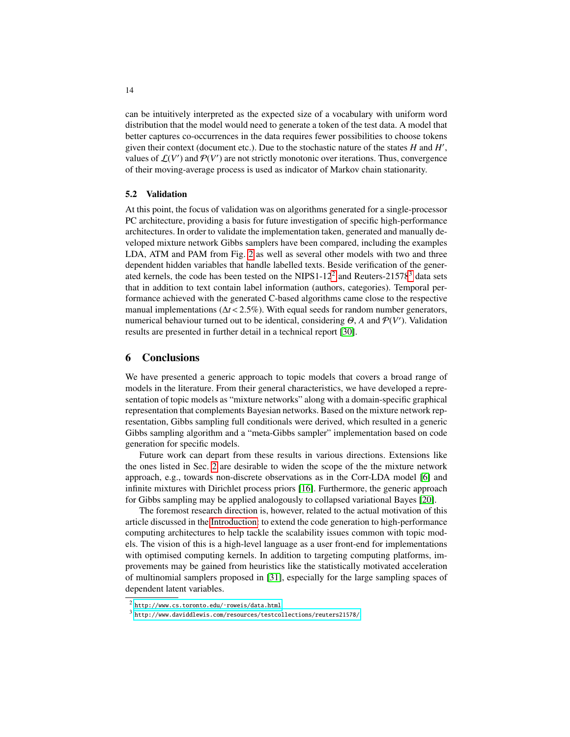can be intuitively interpreted as the expected size of a vocabulary with uniform word distribution that the model would need to generate a token of the test data. A model that better captures co-occurrences in the data requires fewer possibilities to choose tokens given their context (document etc.). Due to the stochastic nature of the states $H$ and $H'$, values of $\mathcal{L}(V')$ and $\mathcal{P}(V')$ are not strictly monotonic over iterations. Thus, convergence of their moving-average process is used as indicator of Markov chain stationarity.

### 5.2 Validation

At this point, the focus of validation was on algorithms generated for a single-processor PC architecture, providing a basis for future investigation of specific high-performance architectures. In order to validate the implementation taken, generated and manually developed mixture network Gibbs samplers have been compared, including the examples LDA, ATM and PAM from Fig. 2 as well as several other models with two and three dependent hidden variables that handle labelled texts. Beside verification of the generated kernels, the code has been tested on the NIPS1-12[2] and Reuters-21578[3] data sets that in addition to text contain label information (authors, categories). Temporal performance achieved with the generated C-based algorithms came close to the respective manual implementations ($\Delta t < 2.5\%$). With equal seeds for random number generators, numerical behaviour turned out to be identical, considering $\Theta$, $A$ and $\mathcal{P}(V')$. Validation results are presented in further detail in a technical report [30].

## 6 Conclusions

We have presented a generic approach to topic models that covers a broad range of models in the literature. From their general characteristics, we have developed a representation of topic models as "mixture networks" along with a domain-specific graphical representation that complements Bayesian networks. Based on the mixture network representation, Gibbs sampling full conditionals were derived, which resulted in a generic Gibbs sampling algorithm and a "meta-Gibbs sampler" implementation based on code generation for specific models.

Future work can depart from these results in various directions. Extensions like the ones listed in Sec. 2 are desirable to widen the scope of the the mixture network approach, e.g., towards non-discrete observations as in the Corr-LDA model [6] and infinite mixtures with Dirichlet process priors [16]. Furthermore, the generic approach for Gibbs sampling may be applied analogously to collapsed variational Bayes [20].

The foremost research direction is, however, related to the actual motivation of this article discussed in the Introduction: to extend the code generation to high-performance computing architectures to help tackle the scalability issues common with topic models. The vision of this is a high-level language as a user front-end for implementations with optimised computing kernels. In addition to targeting computing platforms, improvements may be gained from heuristics like the statistically motivated acceleration of multinomial samplers proposed in [31], especially for the large sampling spaces of dependent latent variables.

---

[2] http://www.cs.toronto.edu/~roweis/data.html

[3] http://www.daviddlewis.com/resources/testcollections/reuters21578/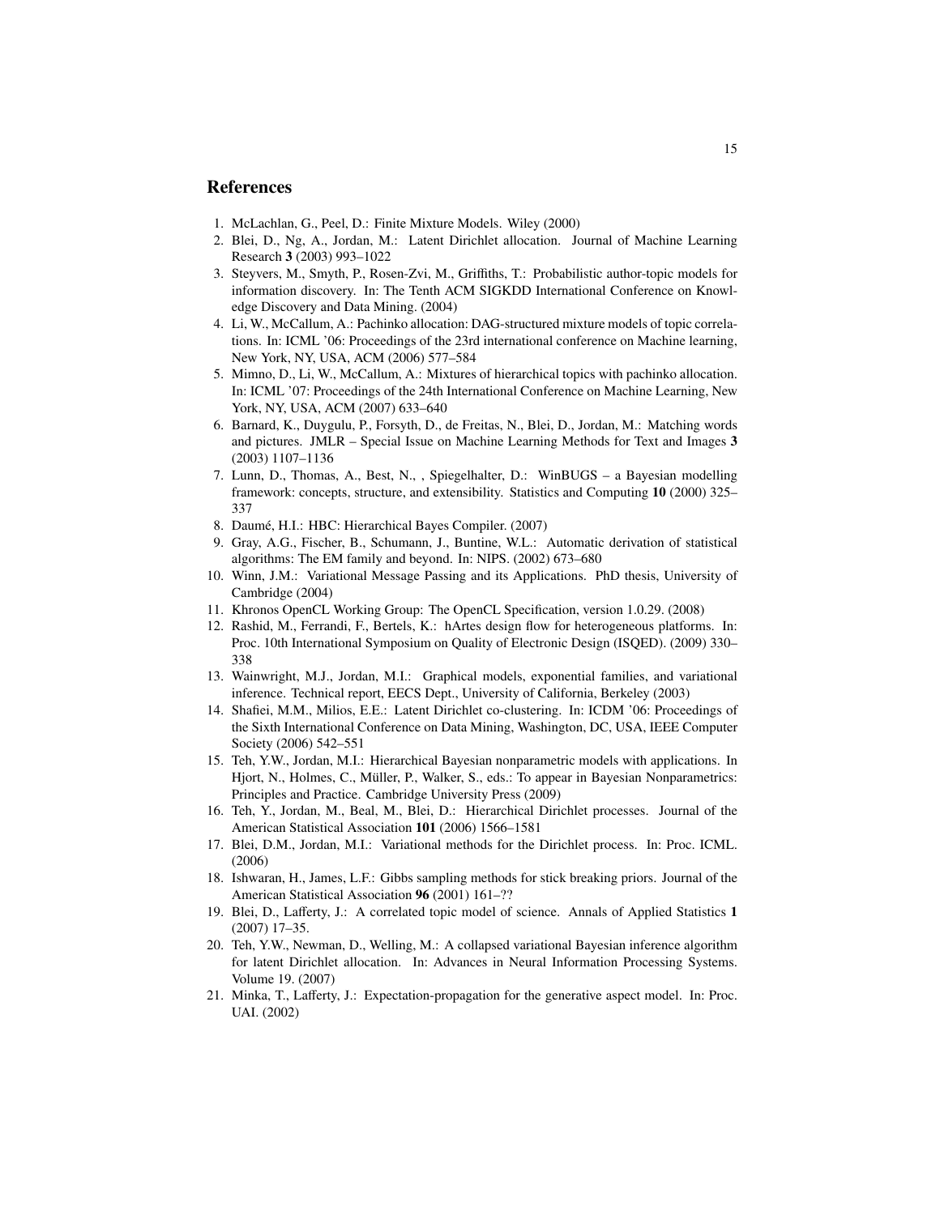## References

1. McLachlan, G., Peel, D.: Finite Mixture Models. Wiley (2000)
2. Blei, D., Ng, A., Jordan, M.: Latent Dirichlet allocation. Journal of Machine Learning Research **3** (2003) 993–1022
3. Steyvers, M., Smyth, P., Rosen-Zvi, M., Griffiths, T.: Probabilistic author-topic models for information discovery. In: The Tenth ACM SIGKDD International Conference on Knowledge Discovery and Data Mining. (2004)
4. Li, W., McCallum, A.: Pachinko allocation: DAG-structured mixture models of topic correlations. In: ICML '06: Proceedings of the 23rd international conference on Machine learning, New York, NY, USA, ACM (2006) 577–584
5. Mimno, D., Li, W., McCallum, A.: Mixtures of hierarchical topics with pachinko allocation. In: ICML '07: Proceedings of the 24th International Conference on Machine Learning, New York, NY, USA, ACM (2007) 633–640
6. Barnard, K., Duygulu, P., Forsyth, D., de Freitas, N., Blei, D., Jordan, M.: Matching words and pictures. JMLR – Special Issue on Machine Learning Methods for Text and Images **3** (2003) 1107–1136
7. Lunn, D., Thomas, A., Best, N., , Spiegelhalter, D.: WinBUGS – a Bayesian modelling framework: concepts, structure, and extensibility. Statistics and Computing **10** (2000) 325–337
8. Daumé, H.I.: HBC: Hierarchical Bayes Compiler. (2007)
9. Gray, A.G., Fischer, B., Schumann, J., Buntine, W.L.: Automatic derivation of statistical algorithms: The EM family and beyond. In: NIPS. (2002) 673–680
10. Winn, J.M.: Variational Message Passing and its Applications. PhD thesis, University of Cambridge (2004)
11. Khronos OpenCL Working Group: The OpenCL Specification, version 1.0.29. (2008)
12. Rashid, M., Ferrandi, F., Bertels, K.: hArtes design flow for heterogeneous platforms. In: Proc. 10th International Symposium on Quality of Electronic Design (ISQED). (2009) 330–338
13. Wainwright, M.J., Jordan, M.I.: Graphical models, exponential families, and variational inference. Technical report, EECS Dept., University of California, Berkeley (2003)
14. Shafiei, M.M., Milios, E.E.: Latent Dirichlet co-clustering. In: ICDM '06: Proceedings of the Sixth International Conference on Data Mining, Washington, DC, USA, IEEE Computer Society (2006) 542–551
15. Teh, Y.W., Jordan, M.I.: Hierarchical Bayesian nonparametric models with applications. In Hjort, N., Holmes, C., Müller, P., Walker, S., eds.: To appear in Bayesian Nonparametrics: Principles and Practice. Cambridge University Press (2009)
16. Teh, Y., Jordan, M., Beal, M., Blei, D.: Hierarchical Dirichlet processes. Journal of the American Statistical Association **101** (2006) 1566–1581
17. Blei, D.M., Jordan, M.I.: Variational methods for the Dirichlet process. In: Proc. ICML. (2006)
18. Ishwaran, H., James, L.F.: Gibbs sampling methods for stick breaking priors. Journal of the American Statistical Association **96** (2001) 161–??
19. Blei, D., Lafferty, J.: A correlated topic model of science. Annals of Applied Statistics **1** (2007) 17–35.
20. Teh, Y.W., Newman, D., Welling, M.: A collapsed variational Bayesian inference algorithm for latent Dirichlet allocation. In: Advances in Neural Information Processing Systems. Volume 19. (2007)
21. Minka, T., Lafferty, J.: Expectation-propagation for the generative aspect model. In: Proc. UAI. (2002)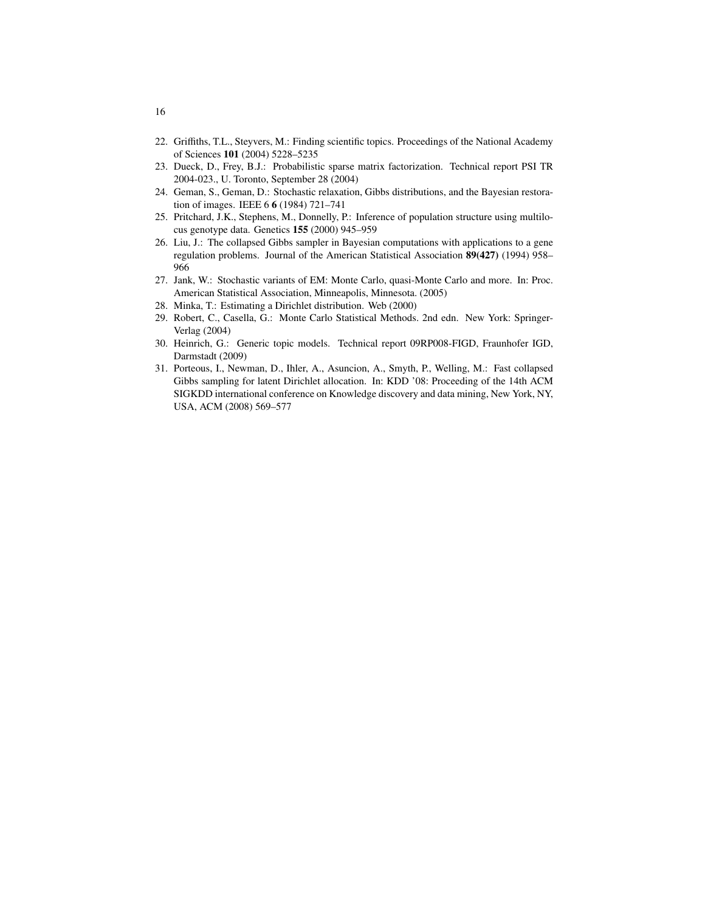22. Griffiths, T.L., Steyvers, M.: Finding scientific topics. Proceedings of the National Academy of Sciences **101** (2004) 5228–5235
23. Dueck, D., Frey, B.J.: Probabilistic sparse matrix factorization. Technical report PSI TR 2004-023., U. Toronto, September 28 (2004)
24. Geman, S., Geman, D.: Stochastic relaxation, Gibbs distributions, and the Bayesian restoration of images. IEEE 6 **6** (1984) 721–741
25. Pritchard, J.K., Stephens, M., Donnelly, P.: Inference of population structure using multilocus genotype data. Genetics **155** (2000) 945–959
26. Liu, J.: The collapsed Gibbs sampler in Bayesian computations with applications to a gene regulation problems. Journal of the American Statistical Association **89(427)** (1994) 958–966
27. Jank, W.: Stochastic variants of EM: Monte Carlo, quasi-Monte Carlo and more. In: Proc. American Statistical Association, Minneapolis, Minnesota. (2005)
28. Minka, T.: Estimating a Dirichlet distribution. Web (2000)
29. Robert, C., Casella, G.: Monte Carlo Statistical Methods. 2nd edn. New York: Springer-Verlag (2004)
30. Heinrich, G.: Generic topic models. Technical report 09RP008-FIGD, Fraunhofer IGD, Darmstadt (2009)
31. Porteous, I., Newman, D., Ihler, A., Asuncion, A., Smyth, P., Welling, M.: Fast collapsed Gibbs sampling for latent Dirichlet allocation. In: KDD '08: Proceeding of the 14th ACM SIGKDD international conference on Knowledge discovery and data mining, New York, NY, USA, ACM (2008) 569–577